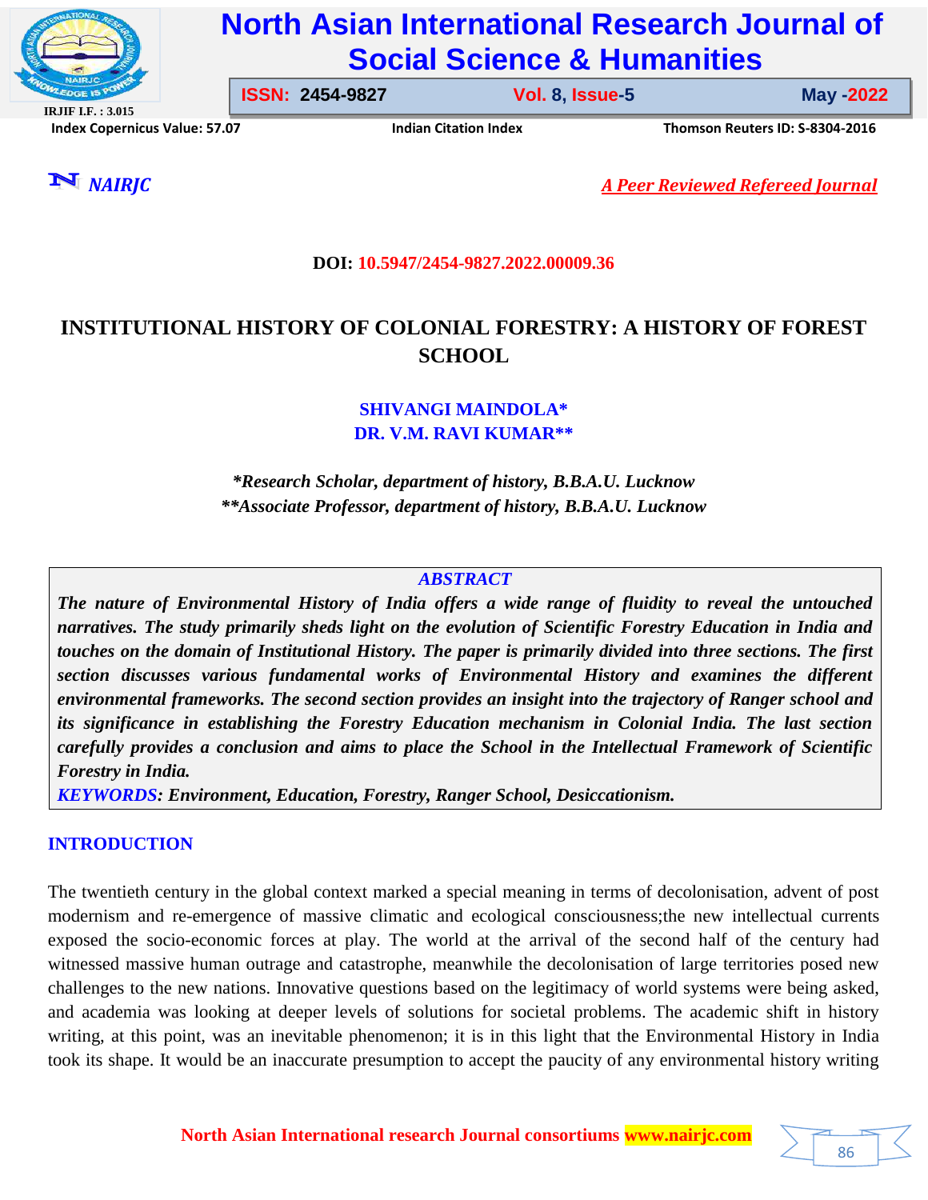DOI: 10.5947/2454-9827.2022.00009.36

# INSTITUTIONAL HISTORY OF COLONIAL FORESTRY: A HISTORY OF FOREST SCHOOL

**SHIVANGI MAINDOLA***
**DR. V.M. RAVI KUMAR****

*\*Research Scholar, department of history, B.B.A.U. Lucknow*
*\*\*Associate Professor, department of history, B.B.A.U. Lucknow*

## ABSTRACT

***The nature of Environmental History of India offers a wide range of fluidity to reveal the untouched narratives. The study primarily sheds light on the evolution of Scientific Forestry Education in India and touches on the domain of Institutional History. The paper is primarily divided into three sections. The first section discusses various fundamental works of Environmental History and examines the different environmental frameworks. The second section provides an insight into the trajectory of Ranger school and its significance in establishing the Forestry Education mechanism in Colonial India. The last section carefully provides a conclusion and aims to place the School in the Intellectual Framework of Scientific Forestry in India.***

***KEYWORDS: Environment, Education, Forestry, Ranger School, Desiccationism.***

## INTRODUCTION

The twentieth century in the global context marked a special meaning in terms of decolonisation, advent of post modernism and re-emergence of massive climatic and ecological consciousness;the new intellectual currents exposed the socio-economic forces at play. The world at the arrival of the second half of the century had witnessed massive human outrage and catastrophe, meanwhile the decolonisation of large territories posed new challenges to the new nations. Innovative questions based on the legitimacy of world systems were being asked, and academia was looking at deeper levels of solutions for societal problems. The academic shift in history writing, at this point, was an inevitable phenomenon; it is in this light that the Environmental History in India took its shape. It would be an inaccurate presumption to accept the paucity of any environmental history writing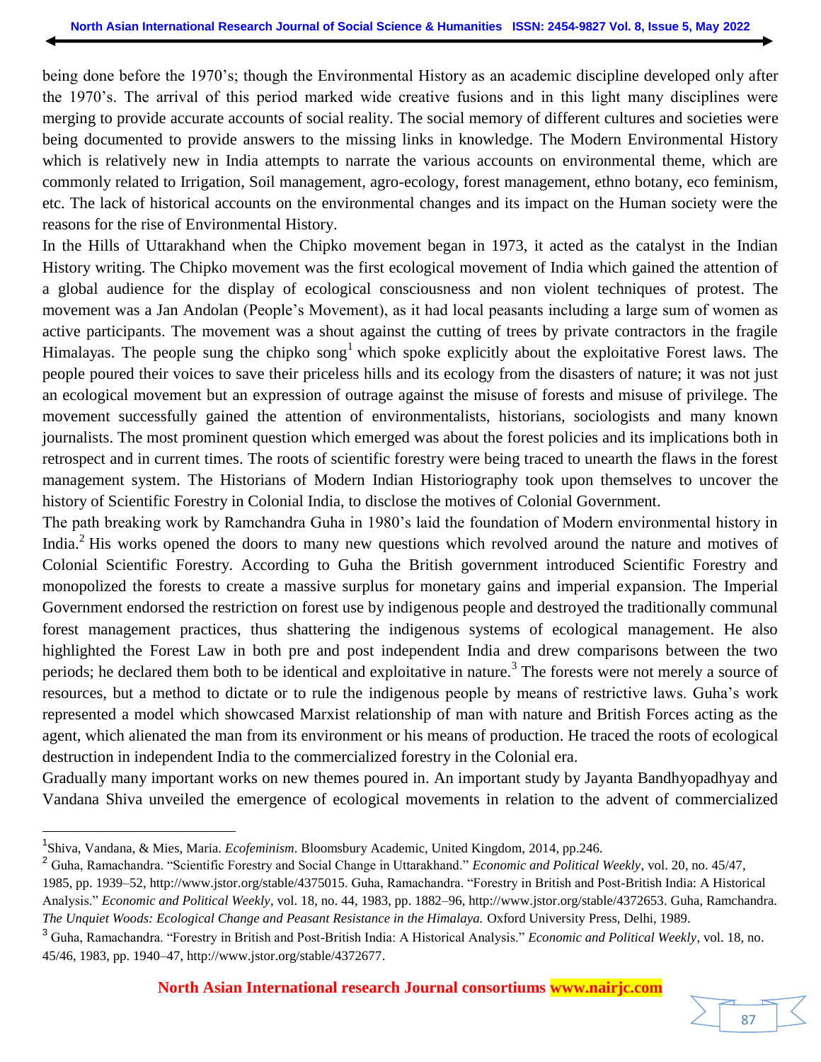being done before the 1970's; though the Environmental History as an academic discipline developed only after the 1970's. The arrival of this period marked wide creative fusions and in this light many disciplines were merging to provide accurate accounts of social reality. The social memory of different cultures and societies were being documented to provide answers to the missing links in knowledge. The Modern Environmental History which is relatively new in India attempts to narrate the various accounts on environmental theme, which are commonly related to Irrigation, Soil management, agro-ecology, forest management, ethno botany, eco feminism, etc. The lack of historical accounts on the environmental changes and its impact on the Human society were the reasons for the rise of Environmental History.

In the Hills of Uttarakhand when the Chipko movement began in 1973, it acted as the catalyst in the Indian History writing. The Chipko movement was the first ecological movement of India which gained the attention of a global audience for the display of ecological consciousness and non violent techniques of protest. The movement was a Jan Andolan (People's Movement), as it had local peasants including a large sum of women as active participants. The movement was a shout against the cutting of trees by private contractors in the fragile Himalayas. The people sung the chipko song[1] which spoke explicitly about the exploitative Forest laws. The people poured their voices to save their priceless hills and its ecology from the disasters of nature; it was not just an ecological movement but an expression of outrage against the misuse of forests and misuse of privilege. The movement successfully gained the attention of environmentalists, historians, sociologists and many known journalists. The most prominent question which emerged was about the forest policies and its implications both in retrospect and in current times. The roots of scientific forestry were being traced to unearth the flaws in the forest management system. The Historians of Modern Indian Historiography took upon themselves to uncover the history of Scientific Forestry in Colonial India, to disclose the motives of Colonial Government.

The path breaking work by Ramchandra Guha in 1980's laid the foundation of Modern environmental history in India.[2] His works opened the doors to many new questions which revolved around the nature and motives of Colonial Scientific Forestry. According to Guha the British government introduced Scientific Forestry and monopolized the forests to create a massive surplus for monetary gains and imperial expansion. The Imperial Government endorsed the restriction on forest use by indigenous people and destroyed the traditionally communal forest management practices, thus shattering the indigenous systems of ecological management. He also highlighted the Forest Law in both pre and post independent India and drew comparisons between the two periods; he declared them both to be identical and exploitative in nature.[3] The forests were not merely a source of resources, but a method to dictate or to rule the indigenous people by means of restrictive laws. Guha's work represented a model which showcased Marxist relationship of man with nature and British Forces acting as the agent, which alienated the man from its environment or his means of production. He traced the roots of ecological destruction in independent India to the commercialized forestry in the Colonial era.

Gradually many important works on new themes poured in. An important study by Jayanta Bandhyopadhyay and Vandana Shiva unveiled the emergence of ecological movements in relation to the advent of commercialized

---

[1] Shiva, Vandana, & Mies, Maria. *Ecofeminism*. Bloomsbury Academic, United Kingdom, 2014, pp.246.

[2] Guha, Ramachandra. "Scientific Forestry and Social Change in Uttarakhand." *Economic and Political Weekly*, vol. 20, no. 45/47, 1985, pp. 1939–52, http://www.jstor.org/stable/4375015. Guha, Ramachandra. "Forestry in British and Post-British India: A Historical Analysis." *Economic and Political Weekly*, vol. 18, no. 44, 1983, pp. 1882–96, http://www.jstor.org/stable/4372653. Guha, Ramchandra. *The Unquiet Woods: Ecological Change and Peasant Resistance in the Himalaya.* Oxford University Press, Delhi, 1989.

[3] Guha, Ramachandra. "Forestry in British and Post-British India: A Historical Analysis." *Economic and Political Weekly*, vol. 18, no. 45/46, 1983, pp. 1940–47, http://www.jstor.org/stable/4372677.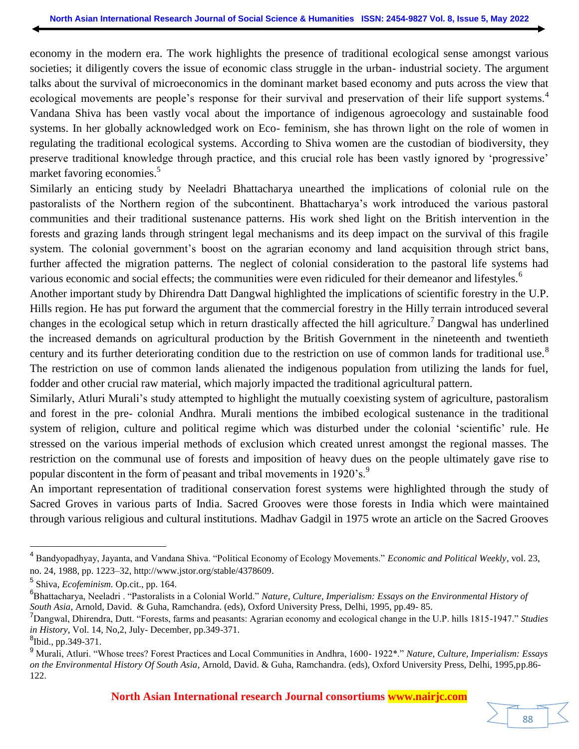economy in the modern era. The work highlights the presence of traditional ecological sense amongst various societies; it diligently covers the issue of economic class struggle in the urban- industrial society. The argument talks about the survival of microeconomics in the dominant market based economy and puts across the view that ecological movements are people's response for their survival and preservation of their life support systems.[4] Vandana Shiva has been vastly vocal about the importance of indigenous agroecology and sustainable food systems. In her globally acknowledged work on Eco- feminism, she has thrown light on the role of women in regulating the traditional ecological systems. According to Shiva women are the custodian of biodiversity, they preserve traditional knowledge through practice, and this crucial role has been vastly ignored by 'progressive' market favoring economies.[5]

Similarly an enticing study by Neeladri Bhattacharya unearthed the implications of colonial rule on the pastoralists of the Northern region of the subcontinent. Bhattacharya's work introduced the various pastoral communities and their traditional sustenance patterns. His work shed light on the British intervention in the forests and grazing lands through stringent legal mechanisms and its deep impact on the survival of this fragile system. The colonial government's boost on the agrarian economy and land acquisition through strict bans, further affected the migration patterns. The neglect of colonial consideration to the pastoral life systems had various economic and social effects; the communities were even ridiculed for their demeanor and lifestyles.[6]

Another important study by Dhirendra Datt Dangwal highlighted the implications of scientific forestry in the U.P. Hills region. He has put forward the argument that the commercial forestry in the Hilly terrain introduced several changes in the ecological setup which in return drastically affected the hill agriculture.[7] Dangwal has underlined the increased demands on agricultural production by the British Government in the nineteenth and twentieth century and its further deteriorating condition due to the restriction on use of common lands for traditional use.[8] The restriction on use of common lands alienated the indigenous population from utilizing the lands for fuel, fodder and other crucial raw material, which majorly impacted the traditional agricultural pattern.

Similarly, Atluri Murali's study attempted to highlight the mutually coexisting system of agriculture, pastoralism and forest in the pre- colonial Andhra. Murali mentions the imbibed ecological sustenance in the traditional system of religion, culture and political regime which was disturbed under the colonial 'scientific' rule. He stressed on the various imperial methods of exclusion which created unrest amongst the regional masses. The restriction on the communal use of forests and imposition of heavy dues on the people ultimately gave rise to popular discontent in the form of peasant and tribal movements in 1920's.[9]

An important representation of traditional conservation forest systems were highlighted through the study of Sacred Groves in various parts of India. Sacred Grooves were those forests in India which were maintained through various religious and cultural institutions. Madhav Gadgil in 1975 wrote an article on the Sacred Grooves

---

[4] Bandyopadhyay, Jayanta, and Vandana Shiva. "Political Economy of Ecology Movements." *Economic and Political Weekly*, vol. 23, no. 24, 1988, pp. 1223–32, http://www.jstor.org/stable/4378609.

[5] Shiva, *Ecofeminism.* Op.cit., pp. 164.

[6] Bhattacharya, Neeladri . "Pastoralists in a Colonial World." *Nature, Culture, Imperialism: Essays on the Environmental History of South Asia*, Arnold, David. & Guha, Ramchandra. (eds), Oxford University Press, Delhi, 1995, pp.49- 85.

[7] Dangwal, Dhirendra, Dutt. "Forests, farms and peasants: Agrarian economy and ecological change in the U.P. hills 1815-1947." *Studies in History*, Vol. 14, No,2, July- December, pp.349-371.

[8] Ibid., pp.349-371.

[9] Murali, Atluri. "Whose trees? Forest Practices and Local Communities in Andhra, 1600- 1922*." *Nature, Culture, Imperialism: Essays on the Environmental History Of South Asia*, Arnold, David. & Guha, Ramchandra. (eds), Oxford University Press, Delhi, 1995,pp.86- 122.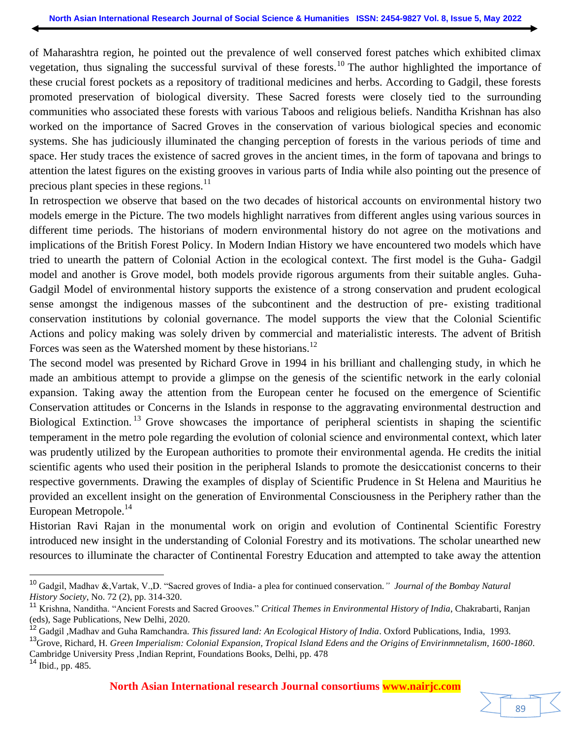of Maharashtra region, he pointed out the prevalence of well conserved forest patches which exhibited climax vegetation, thus signaling the successful survival of these forests.[10] The author highlighted the importance of these crucial forest pockets as a repository of traditional medicines and herbs. According to Gadgil, these forests promoted preservation of biological diversity. These Sacred forests were closely tied to the surrounding communities who associated these forests with various Taboos and religious beliefs. Nanditha Krishnan has also worked on the importance of Sacred Groves in the conservation of various biological species and economic systems. She has judiciously illuminated the changing perception of forests in the various periods of time and space. Her study traces the existence of sacred groves in the ancient times, in the form of tapovana and brings to attention the latest figures on the existing grooves in various parts of India while also pointing out the presence of precious plant species in these regions.[11]

In retrospection we observe that based on the two decades of historical accounts on environmental history two models emerge in the Picture. The two models highlight narratives from different angles using various sources in different time periods. The historians of modern environmental history do not agree on the motivations and implications of the British Forest Policy. In Modern Indian History we have encountered two models which have tried to unearth the pattern of Colonial Action in the ecological context. The first model is the Guha- Gadgil model and another is Grove model, both models provide rigorous arguments from their suitable angles. Guha-Gadgil Model of environmental history supports the existence of a strong conservation and prudent ecological sense amongst the indigenous masses of the subcontinent and the destruction of pre- existing traditional conservation institutions by colonial governance. The model supports the view that the Colonial Scientific Actions and policy making was solely driven by commercial and materialistic interests. The advent of British Forces was seen as the Watershed moment by these historians.[12]

The second model was presented by Richard Grove in 1994 in his brilliant and challenging study, in which he made an ambitious attempt to provide a glimpse on the genesis of the scientific network in the early colonial expansion. Taking away the attention from the European center he focused on the emergence of Scientific Conservation attitudes or Concerns in the Islands in response to the aggravating environmental destruction and Biological Extinction.[13] Grove showcases the importance of peripheral scientists in shaping the scientific temperament in the metro pole regarding the evolution of colonial science and environmental context, which later was prudently utilized by the European authorities to promote their environmental agenda. He credits the initial scientific agents who used their position in the peripheral Islands to promote the desiccationist concerns to their respective governments. Drawing the examples of display of Scientific Prudence in St Helena and Mauritius he provided an excellent insight on the generation of Environmental Consciousness in the Periphery rather than the European Metropole.[14]

Historian Ravi Rajan in the monumental work on origin and evolution of Continental Scientific Forestry introduced new insight in the understanding of Colonial Forestry and its motivations. The scholar unearthed new resources to illuminate the character of Continental Forestry Education and attempted to take away the attention

---

[10] Gadgil, Madhav &,Vartak, V.,D. "Sacred groves of India- a plea for continued conservation." *Journal of the Bombay Natural History Society*, No. 72 (2), pp. 314-320.

[11] Krishna, Nanditha. "Ancient Forests and Sacred Grooves." *Critical Themes in Environmental History of India*, Chakrabarti, Ranjan (eds), Sage Publications, New Delhi, 2020.

[12] Gadgil ,Madhav and Guha Ramchandra. *This fissured land: An Ecological History of India*. Oxford Publications, India, 1993.

[13] Grove, Richard, H. *Green Imperialism: Colonial Expansion, Tropical Island Edens and the Origins of Envirinmnetalism, 1600-1860*. Cambridge University Press ,Indian Reprint, Foundations Books, Delhi, pp. 478

[14] Ibid., pp. 485.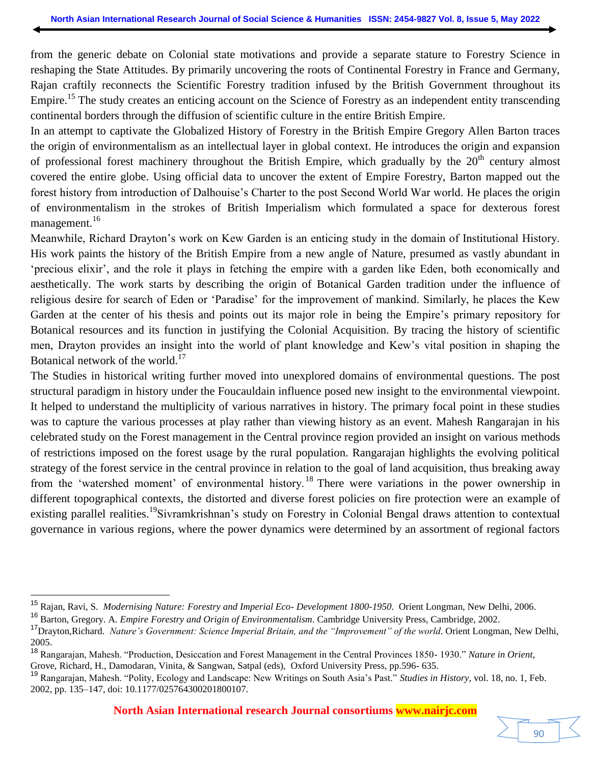from the generic debate on Colonial state motivations and provide a separate stature to Forestry Science in reshaping the State Attitudes. By primarily uncovering the roots of Continental Forestry in France and Germany, Rajan craftily reconnects the Scientific Forestry tradition infused by the British Government throughout its Empire.[15] The study creates an enticing account on the Science of Forestry as an independent entity transcending continental borders through the diffusion of scientific culture in the entire British Empire.

In an attempt to captivate the Globalized History of Forestry in the British Empire Gregory Allen Barton traces the origin of environmentalism as an intellectual layer in global context. He introduces the origin and expansion of professional forest machinery throughout the British Empire, which gradually by the 20th century almost covered the entire globe. Using official data to uncover the extent of Empire Forestry, Barton mapped out the forest history from introduction of Dalhouise's Charter to the post Second World War world. He places the origin of environmentalism in the strokes of British Imperialism which formulated a space for dexterous forest management.[16]

Meanwhile, Richard Drayton's work on Kew Garden is an enticing study in the domain of Institutional History. His work paints the history of the British Empire from a new angle of Nature, presumed as vastly abundant in 'precious elixir', and the role it plays in fetching the empire with a garden like Eden, both economically and aesthetically. The work starts by describing the origin of Botanical Garden tradition under the influence of religious desire for search of Eden or 'Paradise' for the improvement of mankind. Similarly, he places the Kew Garden at the center of his thesis and points out its major role in being the Empire's primary repository for Botanical resources and its function in justifying the Colonial Acquisition. By tracing the history of scientific men, Drayton provides an insight into the world of plant knowledge and Kew's vital position in shaping the Botanical network of the world.[17]

The Studies in historical writing further moved into unexplored domains of environmental questions. The post structural paradigm in history under the Foucauldain influence posed new insight to the environmental viewpoint. It helped to understand the multiplicity of various narratives in history. The primary focal point in these studies was to capture the various processes at play rather than viewing history as an event. Mahesh Rangarajan in his celebrated study on the Forest management in the Central province region provided an insight on various methods of restrictions imposed on the forest usage by the rural population. Rangarajan highlights the evolving political strategy of the forest service in the central province in relation to the goal of land acquisition, thus breaking away from the 'watershed moment' of environmental history.[18] There were variations in the power ownership in different topographical contexts, the distorted and diverse forest policies on fire protection were an example of existing parallel realities.[19] Sivramkrishnan's study on Forestry in Colonial Bengal draws attention to contextual governance in various regions, where the power dynamics were determined by an assortment of regional factors

---

[15] Rajan, Ravi, S. *Modernising Nature: Forestry and Imperial Eco- Development 1800-1950*. Orient Longman, New Delhi, 2006.

[16] Barton, Gregory. A. *Empire Forestry and Origin of Environmentalism*. Cambridge University Press, Cambridge, 2002.

[17] Drayton,Richard. *Nature's Government: Science Imperial Britain, and the "Improvement" of the world*. Orient Longman, New Delhi, 2005.

[18] Rangarajan, Mahesh. "Production, Desiccation and Forest Management in the Central Provinces 1850- 1930." *Nature in Orient*, Grove, Richard, H., Damodaran, Vinita, & Sangwan, Satpal (eds), Oxford University Press, pp.596- 635.

[19] Rangarajan, Mahesh. "Polity, Ecology and Landscape: New Writings on South Asia's Past." *Studies in History*, vol. 18, no. 1, Feb. 2002, pp. 135–147, doi: 10.1177/025764300201800107.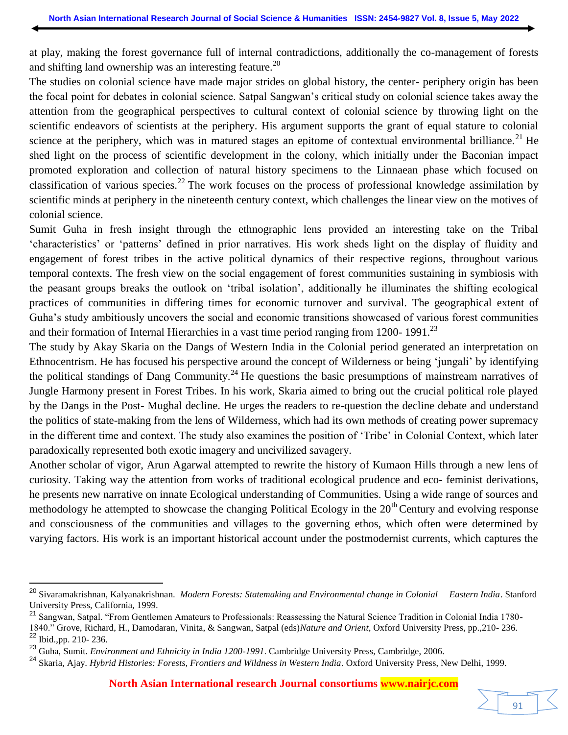at play, making the forest governance full of internal contradictions, additionally the co-management of forests and shifting land ownership was an interesting feature.[20]

The studies on colonial science have made major strides on global history, the center- periphery origin has been the focal point for debates in colonial science. Satpal Sangwan's critical study on colonial science takes away the attention from the geographical perspectives to cultural context of colonial science by throwing light on the scientific endeavors of scientists at the periphery. His argument supports the grant of equal stature to colonial science at the periphery, which was in matured stages an epitome of contextual environmental brilliance.[21] He shed light on the process of scientific development in the colony, which initially under the Baconian impact promoted exploration and collection of natural history specimens to the Linnaean phase which focused on classification of various species.[22] The work focuses on the process of professional knowledge assimilation by scientific minds at periphery in the nineteenth century context, which challenges the linear view on the motives of colonial science.

Sumit Guha in fresh insight through the ethnographic lens provided an interesting take on the Tribal 'characteristics' or 'patterns' defined in prior narratives. His work sheds light on the display of fluidity and engagement of forest tribes in the active political dynamics of their respective regions, throughout various temporal contexts. The fresh view on the social engagement of forest communities sustaining in symbiosis with the peasant groups breaks the outlook on 'tribal isolation', additionally he illuminates the shifting ecological practices of communities in differing times for economic turnover and survival. The geographical extent of Guha's study ambitiously uncovers the social and economic transitions showcased of various forest communities and their formation of Internal Hierarchies in a vast time period ranging from 1200- 1991.[23]

The study by Akay Skaria on the Dangs of Western India in the Colonial period generated an interpretation on Ethnocentrism. He has focused his perspective around the concept of Wilderness or being 'jungali' by identifying the political standings of Dang Community.[24] He questions the basic presumptions of mainstream narratives of Jungle Harmony present in Forest Tribes. In his work, Skaria aimed to bring out the crucial political role played by the Dangs in the Post- Mughal decline. He urges the readers to re-question the decline debate and understand the politics of state-making from the lens of Wilderness, which had its own methods of creating power supremacy in the different time and context. The study also examines the position of 'Tribe' in Colonial Context, which later paradoxically represented both exotic imagery and uncivilized savagery.

Another scholar of vigor, Arun Agarwal attempted to rewrite the history of Kumaon Hills through a new lens of curiosity. Taking way the attention from works of traditional ecological prudence and eco- feminist derivations, he presents new narrative on innate Ecological understanding of Communities. Using a wide range of sources and methodology he attempted to showcase the changing Political Ecology in the 20th Century and evolving response and consciousness of the communities and villages to the governing ethos, which often were determined by varying factors. His work is an important historical account under the postmodernist currents, which captures the

---

[20] Sivaramakrishnan, Kalyanakrishnan. *Modern Forests: Statemaking and Environmental change in Colonial Eastern India*. Stanford University Press, California, 1999.

[21] Sangwan, Satpal. "From Gentlemen Amateurs to Professionals: Reassessing the Natural Science Tradition in Colonial India 1780-1840." Grove, Richard, H., Damodaran, Vinita, & Sangwan, Satpal (eds)*Nature and Orient*, Oxford University Press, pp.,210- 236.

[22] Ibid.,pp. 210- 236.

[23] Guha, Sumit. *Environment and Ethnicity in India 1200-1991*. Cambridge University Press, Cambridge, 2006.

[24] Skaria, Ajay. *Hybrid Histories: Forests, Frontiers and Wildness in Western India*. Oxford University Press, New Delhi, 1999.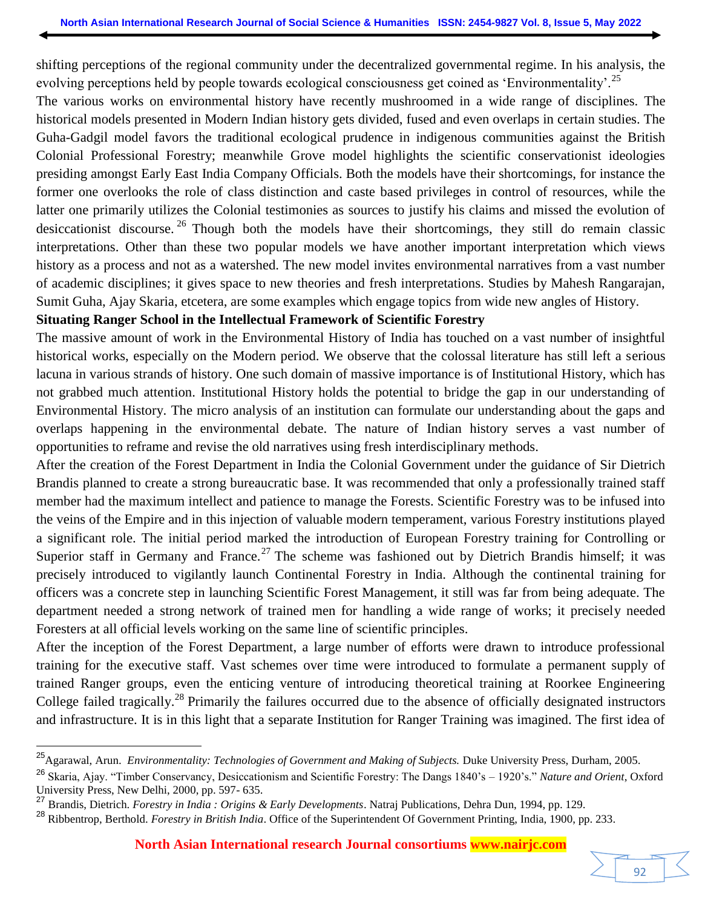shifting perceptions of the regional community under the decentralized governmental regime. In his analysis, the evolving perceptions held by people towards ecological consciousness get coined as 'Environmentality'.[25]

The various works on environmental history have recently mushroomed in a wide range of disciplines. The historical models presented in Modern Indian history gets divided, fused and even overlaps in certain studies. The Guha-Gadgil model favors the traditional ecological prudence in indigenous communities against the British Colonial Professional Forestry; meanwhile Grove model highlights the scientific conservationist ideologies presiding amongst Early East India Company Officials. Both the models have their shortcomings, for instance the former one overlooks the role of class distinction and caste based privileges in control of resources, while the latter one primarily utilizes the Colonial testimonies as sources to justify his claims and missed the evolution of desiccationist discourse.[26] Though both the models have their shortcomings, they still do remain classic interpretations. Other than these two popular models we have another important interpretation which views history as a process and not as a watershed. The new model invites environmental narratives from a vast number of academic disciplines; it gives space to new theories and fresh interpretations. Studies by Mahesh Rangarajan, Sumit Guha, Ajay Skaria, etcetera, are some examples which engage topics from wide new angles of History.

**Situating Ranger School in the Intellectual Framework of Scientific Forestry**

The massive amount of work in the Environmental History of India has touched on a vast number of insightful historical works, especially on the Modern period. We observe that the colossal literature has still left a serious lacuna in various strands of history. One such domain of massive importance is of Institutional History, which has not grabbed much attention. Institutional History holds the potential to bridge the gap in our understanding of Environmental History. The micro analysis of an institution can formulate our understanding about the gaps and overlaps happening in the environmental debate. The nature of Indian history serves a vast number of opportunities to reframe and revise the old narratives using fresh interdisciplinary methods.

After the creation of the Forest Department in India the Colonial Government under the guidance of Sir Dietrich Brandis planned to create a strong bureaucratic base. It was recommended that only a professionally trained staff member had the maximum intellect and patience to manage the Forests. Scientific Forestry was to be infused into the veins of the Empire and in this injection of valuable modern temperament, various Forestry institutions played a significant role. The initial period marked the introduction of European Forestry training for Controlling or Superior staff in Germany and France.[27] The scheme was fashioned out by Dietrich Brandis himself; it was precisely introduced to vigilantly launch Continental Forestry in India. Although the continental training for officers was a concrete step in launching Scientific Forest Management, it still was far from being adequate. The department needed a strong network of trained men for handling a wide range of works; it precisely needed Foresters at all official levels working on the same line of scientific principles.

After the inception of the Forest Department, a large number of efforts were drawn to introduce professional training for the executive staff. Vast schemes over time were introduced to formulate a permanent supply of trained Ranger groups, even the enticing venture of introducing theoretical training at Roorkee Engineering College failed tragically.[28] Primarily the failures occurred due to the absence of officially designated instructors and infrastructure. It is in this light that a separate Institution for Ranger Training was imagined. The first idea of

---

[25] Agarawal, Arun. *Environmentality: Technologies of Government and Making of Subjects.* Duke University Press, Durham, 2005.

[26] Skaria, Ajay. "Timber Conservancy, Desiccationism and Scientific Forestry: The Dangs 1840's – 1920's." *Nature and Orient*, Oxford University Press, New Delhi, 2000, pp. 597- 635.

[27] Brandis, Dietrich. *Forestry in India : Origins & Early Developments*. Natraj Publications, Dehra Dun, 1994, pp. 129.

[28] Ribbentrop, Berthold. *Forestry in British India*. Office of the Superintendent Of Government Printing, India, 1900, pp. 233.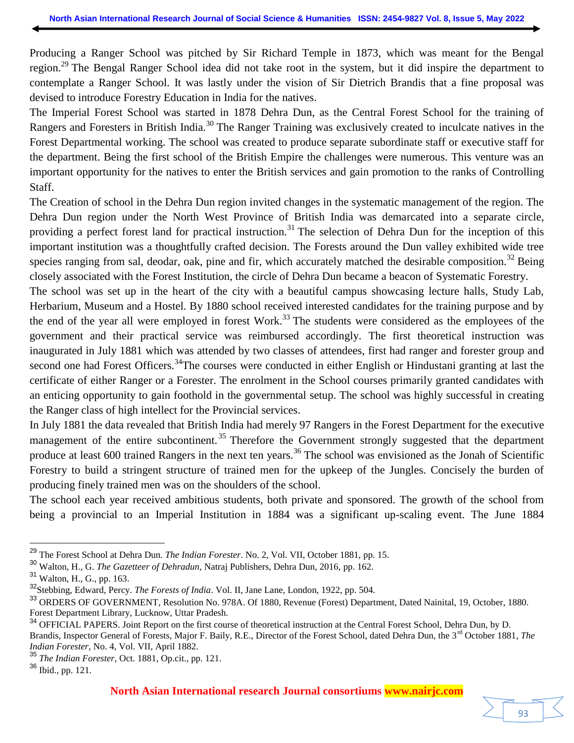Producing a Ranger School was pitched by Sir Richard Temple in 1873, which was meant for the Bengal region.[29] The Bengal Ranger School idea did not take root in the system, but it did inspire the department to contemplate a Ranger School. It was lastly under the vision of Sir Dietrich Brandis that a fine proposal was devised to introduce Forestry Education in India for the natives.

The Imperial Forest School was started in 1878 Dehra Dun, as the Central Forest School for the training of Rangers and Foresters in British India.[30] The Ranger Training was exclusively created to inculcate natives in the Forest Departmental working. The school was created to produce separate subordinate staff or executive staff for the department. Being the first school of the British Empire the challenges were numerous. This venture was an important opportunity for the natives to enter the British services and gain promotion to the ranks of Controlling Staff.

The Creation of school in the Dehra Dun region invited changes in the systematic management of the region. The Dehra Dun region under the North West Province of British India was demarcated into a separate circle, providing a perfect forest land for practical instruction.[31] The selection of Dehra Dun for the inception of this important institution was a thoughtfully crafted decision. The Forests around the Dun valley exhibited wide tree species ranging from sal, deodar, oak, pine and fir, which accurately matched the desirable composition.[32] Being closely associated with the Forest Institution, the circle of Dehra Dun became a beacon of Systematic Forestry.

The school was set up in the heart of the city with a beautiful campus showcasing lecture halls, Study Lab, Herbarium, Museum and a Hostel. By 1880 school received interested candidates for the training purpose and by the end of the year all were employed in forest Work.[33] The students were considered as the employees of the government and their practical service was reimbursed accordingly. The first theoretical instruction was inaugurated in July 1881 which was attended by two classes of attendees, first had ranger and forester group and second one had Forest Officers.[34]The courses were conducted in either English or Hindustani granting at last the certificate of either Ranger or a Forester. The enrolment in the School courses primarily granted candidates with an enticing opportunity to gain foothold in the governmental setup. The school was highly successful in creating the Ranger class of high intellect for the Provincial services.

In July 1881 the data revealed that British India had merely 97 Rangers in the Forest Department for the executive management of the entire subcontinent.[35] Therefore the Government strongly suggested that the department produce at least 600 trained Rangers in the next ten years.[36] The school was envisioned as the Jonah of Scientific Forestry to build a stringent structure of trained men for the upkeep of the Jungles. Concisely the burden of producing finely trained men was on the shoulders of the school.

The school each year received ambitious students, both private and sponsored. The growth of the school from being a provincial to an Imperial Institution in 1884 was a significant up-scaling event. The June 1884

---

[29] The Forest School at Dehra Dun. *The Indian Forester*. No. 2, Vol. VII, October 1881, pp. 15.

[30] Walton, H., G. *The Gazetteer of Dehradun,* Natraj Publishers, Dehra Dun, 2016, pp. 162.

[31] Walton, H., G., pp. 163.

[32] Stebbing, Edward, Percy. *The Forests of India*. Vol. II, Jane Lane, London, 1922, pp. 504.

[33] ORDERS OF GOVERNMENT, Resolution No. 978A. Of 1880, Revenue (Forest) Department, Dated Nainital, 19, October, 1880. Forest Department Library, Lucknow, Uttar Pradesh.

[34] OFFICIAL PAPERS. Joint Report on the first course of theoretical instruction at the Central Forest School, Dehra Dun, by D. Brandis, Inspector General of Forests, Major F. Baily, R.E., Director of the Forest School, dated Dehra Dun, the 3rd October 1881, *The Indian Forester*, No. 4, Vol. VII, April 1882.

[35] *The Indian Forester*, Oct. 1881, Op.cit., pp. 121.

[36] Ibid., pp. 121.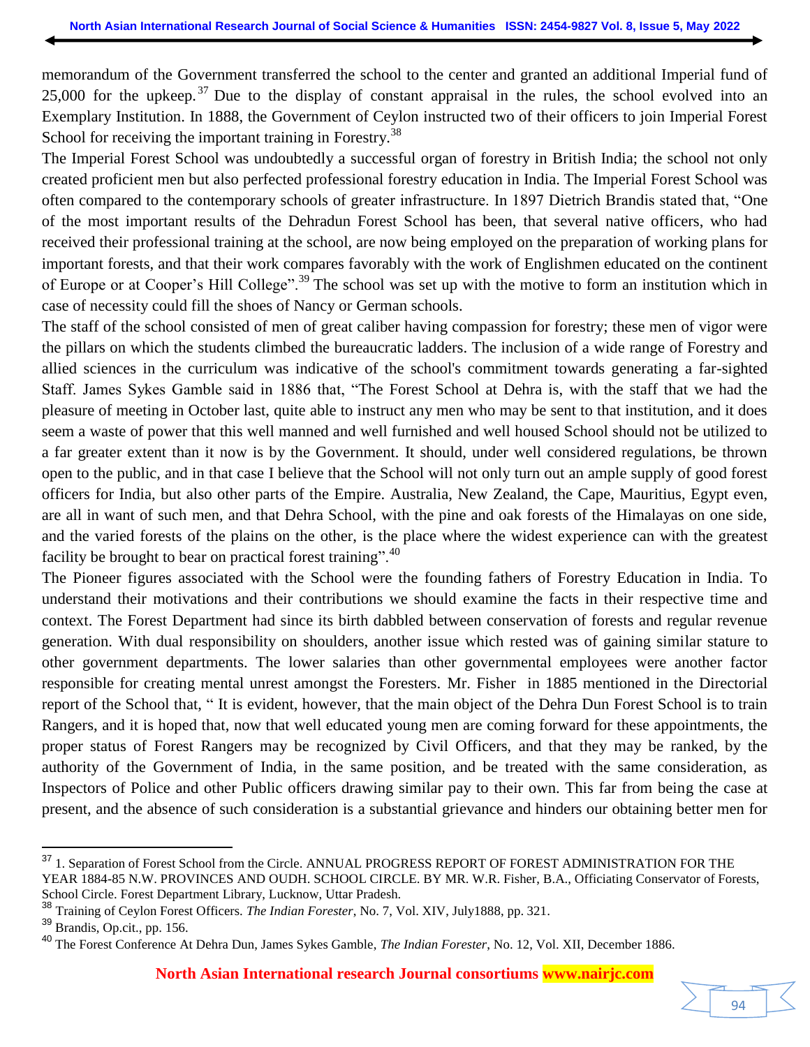memorandum of the Government transferred the school to the center and granted an additional Imperial fund of 25,000 for the upkeep.[37] Due to the display of constant appraisal in the rules, the school evolved into an Exemplary Institution. In 1888, the Government of Ceylon instructed two of their officers to join Imperial Forest School for receiving the important training in Forestry.[38]

The Imperial Forest School was undoubtedly a successful organ of forestry in British India; the school not only created proficient men but also perfected professional forestry education in India. The Imperial Forest School was often compared to the contemporary schools of greater infrastructure. In 1897 Dietrich Brandis stated that, "One of the most important results of the Dehradun Forest School has been, that several native officers, who had received their professional training at the school, are now being employed on the preparation of working plans for important forests, and that their work compares favorably with the work of Englishmen educated on the continent of Europe or at Cooper's Hill College".[39] The school was set up with the motive to form an institution which in case of necessity could fill the shoes of Nancy or German schools.

The staff of the school consisted of men of great caliber having compassion for forestry; these men of vigor were the pillars on which the students climbed the bureaucratic ladders. The inclusion of a wide range of Forestry and allied sciences in the curriculum was indicative of the school's commitment towards generating a far-sighted Staff. James Sykes Gamble said in 1886 that, "The Forest School at Dehra is, with the staff that we had the pleasure of meeting in October last, quite able to instruct any men who may be sent to that institution, and it does seem a waste of power that this well manned and well furnished and well housed School should not be utilized to a far greater extent than it now is by the Government. It should, under well considered regulations, be thrown open to the public, and in that case I believe that the School will not only turn out an ample supply of good forest officers for India, but also other parts of the Empire. Australia, New Zealand, the Cape, Mauritius, Egypt even, are all in want of such men, and that Dehra School, with the pine and oak forests of the Himalayas on one side, and the varied forests of the plains on the other, is the place where the widest experience can with the greatest facility be brought to bear on practical forest training".[40]

The Pioneer figures associated with the School were the founding fathers of Forestry Education in India. To understand their motivations and their contributions we should examine the facts in their respective time and context. The Forest Department had since its birth dabbled between conservation of forests and regular revenue generation. With dual responsibility on shoulders, another issue which rested was of gaining similar stature to other government departments. The lower salaries than other governmental employees were another factor responsible for creating mental unrest amongst the Foresters. Mr. Fisher in 1885 mentioned in the Directorial report of the School that, " It is evident, however, that the main object of the Dehra Dun Forest School is to train Rangers, and it is hoped that, now that well educated young men are coming forward for these appointments, the proper status of Forest Rangers may be recognized by Civil Officers, and that they may be ranked, by the authority of the Government of India, in the same position, and be treated with the same consideration, as Inspectors of Police and other Public officers drawing similar pay to their own. This far from being the case at present, and the absence of such consideration is a substantial grievance and hinders our obtaining better men for

---

[37] 1. Separation of Forest School from the Circle. ANNUAL PROGRESS REPORT OF FOREST ADMINISTRATION FOR THE YEAR 1884-85 N.W. PROVINCES AND OUDH. SCHOOL CIRCLE. BY MR. W.R. Fisher, B.A., Officiating Conservator of Forests, School Circle. Forest Department Library, Lucknow, Uttar Pradesh.

[38] Training of Ceylon Forest Officers. *The Indian Forester*, No. 7, Vol. XIV, July1888, pp. 321.

[39] Brandis, Op.cit., pp. 156.

[40] The Forest Conference At Dehra Dun, James Sykes Gamble, *The Indian Forester*, No. 12, Vol. XII, December 1886.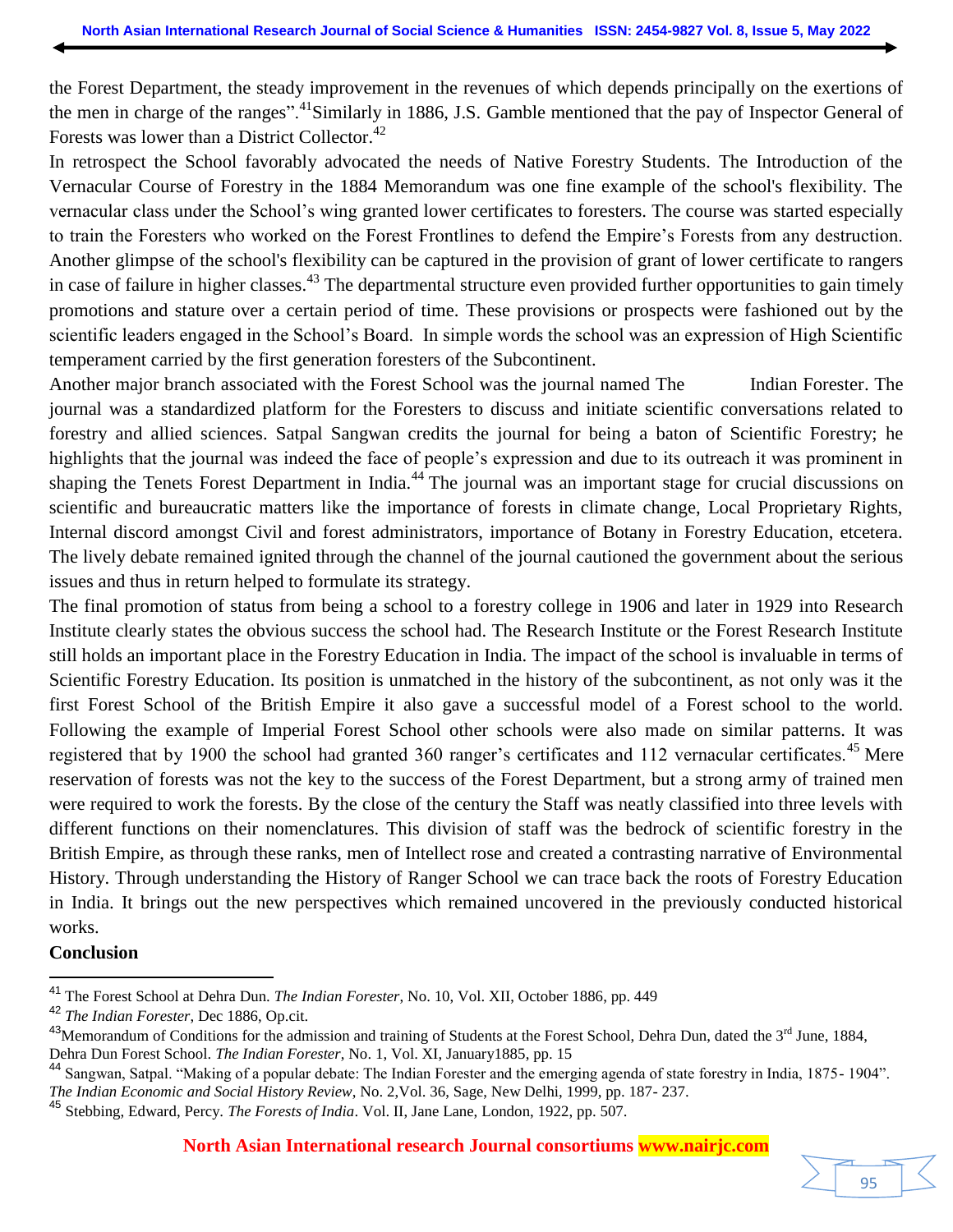the Forest Department, the steady improvement in the revenues of which depends principally on the exertions of the men in charge of the ranges".[41]Similarly in 1886, J.S. Gamble mentioned that the pay of Inspector General of Forests was lower than a District Collector.[42]

In retrospect the School favorably advocated the needs of Native Forestry Students. The Introduction of the Vernacular Course of Forestry in the 1884 Memorandum was one fine example of the school's flexibility. The vernacular class under the School's wing granted lower certificates to foresters. The course was started especially to train the Foresters who worked on the Forest Frontlines to defend the Empire's Forests from any destruction. Another glimpse of the school's flexibility can be captured in the provision of grant of lower certificate to rangers in case of failure in higher classes.[43] The departmental structure even provided further opportunities to gain timely promotions and stature over a certain period of time. These provisions or prospects were fashioned out by the scientific leaders engaged in the School's Board. In simple words the school was an expression of High Scientific temperament carried by the first generation foresters of the Subcontinent.

Another major branch associated with the Forest School was the journal named The Indian Forester. The journal was a standardized platform for the Foresters to discuss and initiate scientific conversations related to forestry and allied sciences. Satpal Sangwan credits the journal for being a baton of Scientific Forestry; he highlights that the journal was indeed the face of people's expression and due to its outreach it was prominent in shaping the Tenets Forest Department in India.[44] The journal was an important stage for crucial discussions on scientific and bureaucratic matters like the importance of forests in climate change, Local Proprietary Rights, Internal discord amongst Civil and forest administrators, importance of Botany in Forestry Education, etcetera. The lively debate remained ignited through the channel of the journal cautioned the government about the serious issues and thus in return helped to formulate its strategy.

The final promotion of status from being a school to a forestry college in 1906 and later in 1929 into Research Institute clearly states the obvious success the school had. The Research Institute or the Forest Research Institute still holds an important place in the Forestry Education in India. The impact of the school is invaluable in terms of Scientific Forestry Education. Its position is unmatched in the history of the subcontinent, as not only was it the first Forest School of the British Empire it also gave a successful model of a Forest school to the world. Following the example of Imperial Forest School other schools were also made on similar patterns. It was registered that by 1900 the school had granted 360 ranger's certificates and 112 vernacular certificates.[45] Mere reservation of forests was not the key to the success of the Forest Department, but a strong army of trained men were required to work the forests. By the close of the century the Staff was neatly classified into three levels with different functions on their nomenclatures. This division of staff was the bedrock of scientific forestry in the British Empire, as through these ranks, men of Intellect rose and created a contrasting narrative of Environmental History. Through understanding the History of Ranger School we can trace back the roots of Forestry Education in India. It brings out the new perspectives which remained uncovered in the previously conducted historical works.

## Conclusion

---

[41] The Forest School at Dehra Dun. *The Indian Forester*, No. 10, Vol. XII, October 1886, pp. 449

[42] *The Indian Forester*, Dec 1886, Op.cit.

[43] Memorandum of Conditions for the admission and training of Students at the Forest School, Dehra Dun, dated the 3rd June, 1884, Dehra Dun Forest School. *The Indian Forester*, No. 1, Vol. XI, January1885, pp. 15

[44] Sangwan, Satpal. "Making of a popular debate: The Indian Forester and the emerging agenda of state forestry in India, 1875- 1904". *The Indian Economic and Social History Review*, No. 2,Vol. 36, Sage, New Delhi, 1999, pp. 187- 237.

[45] Stebbing, Edward, Percy. *The Forests of India*. Vol. II, Jane Lane, London, 1922, pp. 507.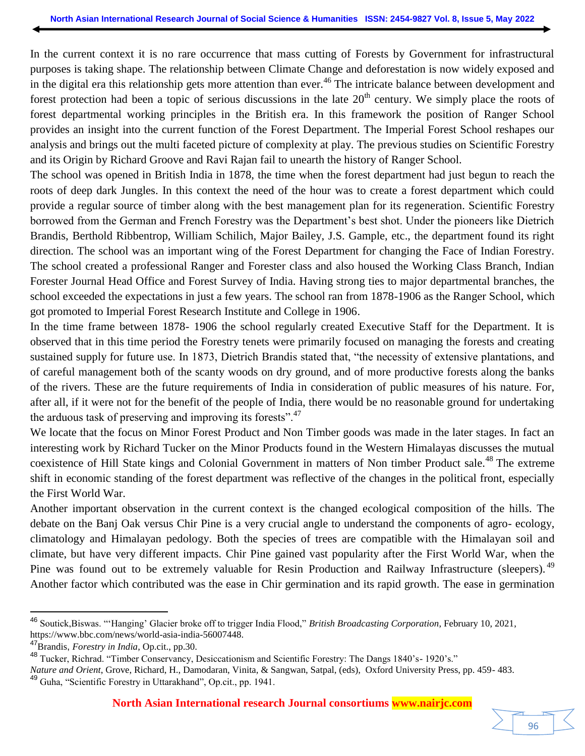In the current context it is no rare occurrence that mass cutting of Forests by Government for infrastructural purposes is taking shape. The relationship between Climate Change and deforestation is now widely exposed and in the digital era this relationship gets more attention than ever.[46] The intricate balance between development and forest protection had been a topic of serious discussions in the late 20th century. We simply place the roots of forest departmental working principles in the British era. In this framework the position of Ranger School provides an insight into the current function of the Forest Department. The Imperial Forest School reshapes our analysis and brings out the multi faceted picture of complexity at play. The previous studies on Scientific Forestry and its Origin by Richard Groove and Ravi Rajan fail to unearth the history of Ranger School.

The school was opened in British India in 1878, the time when the forest department had just begun to reach the roots of deep dark Jungles. In this context the need of the hour was to create a forest department which could provide a regular source of timber along with the best management plan for its regeneration. Scientific Forestry borrowed from the German and French Forestry was the Department's best shot. Under the pioneers like Dietrich Brandis, Berthold Ribbentrop, William Schilich, Major Bailey, J.S. Gample, etc., the department found its right direction. The school was an important wing of the Forest Department for changing the Face of Indian Forestry. The school created a professional Ranger and Forester class and also housed the Working Class Branch, Indian Forester Journal Head Office and Forest Survey of India. Having strong ties to major departmental branches, the school exceeded the expectations in just a few years. The school ran from 1878-1906 as the Ranger School, which got promoted to Imperial Forest Research Institute and College in 1906.

In the time frame between 1878- 1906 the school regularly created Executive Staff for the Department. It is observed that in this time period the Forestry tenets were primarily focused on managing the forests and creating sustained supply for future use. In 1873, Dietrich Brandis stated that, "the necessity of extensive plantations, and of careful management both of the scanty woods on dry ground, and of more productive forests along the banks of the rivers. These are the future requirements of India in consideration of public measures of his nature. For, after all, if it were not for the benefit of the people of India, there would be no reasonable ground for undertaking the arduous task of preserving and improving its forests".[47]

We locate that the focus on Minor Forest Product and Non Timber goods was made in the later stages. In fact an interesting work by Richard Tucker on the Minor Products found in the Western Himalayas discusses the mutual coexistence of Hill State kings and Colonial Government in matters of Non timber Product sale.[48] The extreme shift in economic standing of the forest department was reflective of the changes in the political front, especially the First World War.

Another important observation in the current context is the changed ecological composition of the hills. The debate on the Banj Oak versus Chir Pine is a very crucial angle to understand the components of agro- ecology, climatology and Himalayan pedology. Both the species of trees are compatible with the Himalayan soil and climate, but have very different impacts. Chir Pine gained vast popularity after the First World War, when the Pine was found out to be extremely valuable for Resin Production and Railway Infrastructure (sleepers).[49] Another factor which contributed was the ease in Chir germination and its rapid growth. The ease in germination

---

[46] Soutick,Biswas. "'Hanging' Glacier broke off to trigger India Flood," *British Broadcasting Corporation*, February 10, 2021, https://www.bbc.com/news/world-asia-india-56007448.

[47] Brandis, *Forestry in India*, Op.cit., pp.30.

[48] Tucker, Richrad. "Timber Conservancy, Desiccationism and Scientific Forestry: The Dangs 1840's- 1920's." *Nature and Orient*, Grove, Richard, H., Damodaran, Vinita, & Sangwan, Satpal, (eds), Oxford University Press, pp. 459- 483.

[49] Guha, "Scientific Forestry in Uttarakhand", Op.cit., pp. 1941.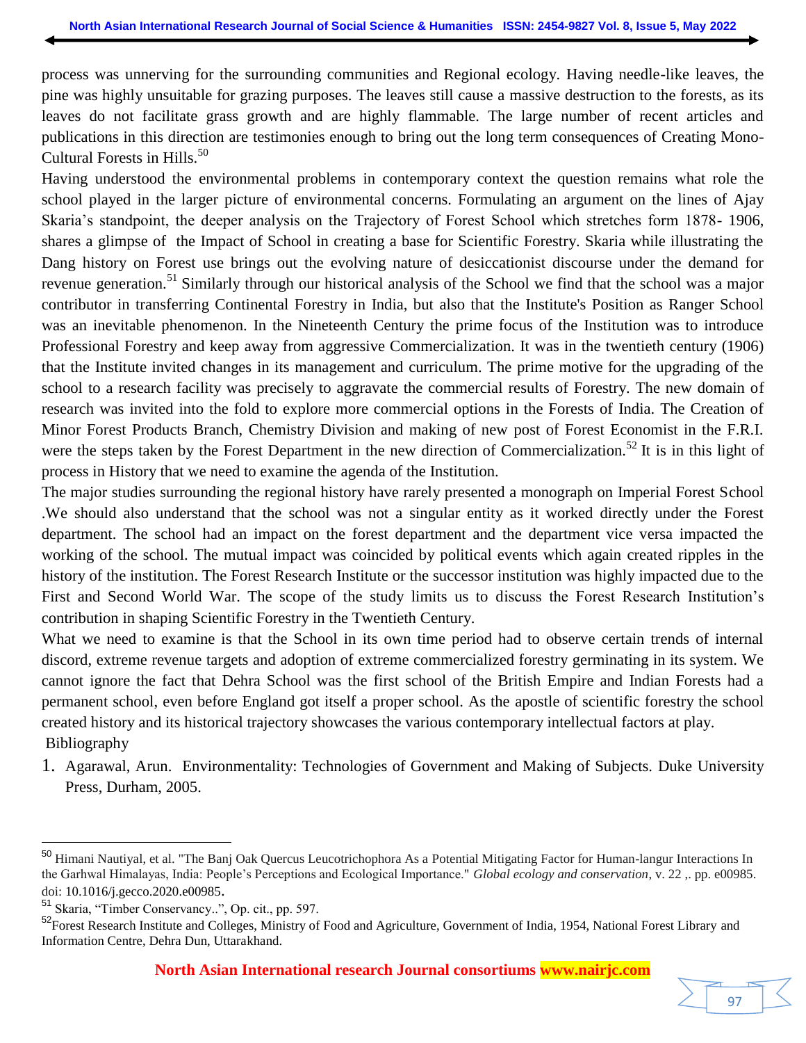process was unnerving for the surrounding communities and Regional ecology. Having needle-like leaves, the pine was highly unsuitable for grazing purposes. The leaves still cause a massive destruction to the forests, as its leaves do not facilitate grass growth and are highly flammable. The large number of recent articles and publications in this direction are testimonies enough to bring out the long term consequences of Creating Mono-Cultural Forests in Hills.[50]

Having understood the environmental problems in contemporary context the question remains what role the school played in the larger picture of environmental concerns. Formulating an argument on the lines of Ajay Skaria's standpoint, the deeper analysis on the Trajectory of Forest School which stretches form 1878- 1906, shares a glimpse of the Impact of School in creating a base for Scientific Forestry. Skaria while illustrating the Dang history on Forest use brings out the evolving nature of desiccationist discourse under the demand for revenue generation.[51] Similarly through our historical analysis of the School we find that the school was a major contributor in transferring Continental Forestry in India, but also that the Institute's Position as Ranger School was an inevitable phenomenon. In the Nineteenth Century the prime focus of the Institution was to introduce Professional Forestry and keep away from aggressive Commercialization. It was in the twentieth century (1906) that the Institute invited changes in its management and curriculum. The prime motive for the upgrading of the school to a research facility was precisely to aggravate the commercial results of Forestry. The new domain of research was invited into the fold to explore more commercial options in the Forests of India. The Creation of Minor Forest Products Branch, Chemistry Division and making of new post of Forest Economist in the F.R.I. were the steps taken by the Forest Department in the new direction of Commercialization.[52] It is in this light of process in History that we need to examine the agenda of the Institution.

The major studies surrounding the regional history have rarely presented a monograph on Imperial Forest School .We should also understand that the school was not a singular entity as it worked directly under the Forest department. The school had an impact on the forest department and the department vice versa impacted the working of the school. The mutual impact was coincided by political events which again created ripples in the history of the institution. The Forest Research Institute or the successor institution was highly impacted due to the First and Second World War. The scope of the study limits us to discuss the Forest Research Institution's contribution in shaping Scientific Forestry in the Twentieth Century.

What we need to examine is that the School in its own time period had to observe certain trends of internal discord, extreme revenue targets and adoption of extreme commercialized forestry germinating in its system. We cannot ignore the fact that Dehra School was the first school of the British Empire and Indian Forests had a permanent school, even before England got itself a proper school. As the apostle of scientific forestry the school created history and its historical trajectory showcases the various contemporary intellectual factors at play.

Bibliography

1. Agarawal, Arun. Environmentality: Technologies of Government and Making of Subjects. Duke University Press, Durham, 2005.

---

[50] Himani Nautiyal, et al. "The Banj Oak Quercus Leucotrichophora As a Potential Mitigating Factor for Human-langur Interactions In the Garhwal Himalayas, India: People's Perceptions and Ecological Importance." *Global ecology and conservation*, v. 22 ,. pp. e00985. doi: 10.1016/j.gecco.2020.e00985.

[51] Skaria, "Timber Conservancy..", Op. cit., pp. 597.

[52] Forest Research Institute and Colleges, Ministry of Food and Agriculture, Government of India, 1954, National Forest Library and Information Centre, Dehra Dun, Uttarakhand.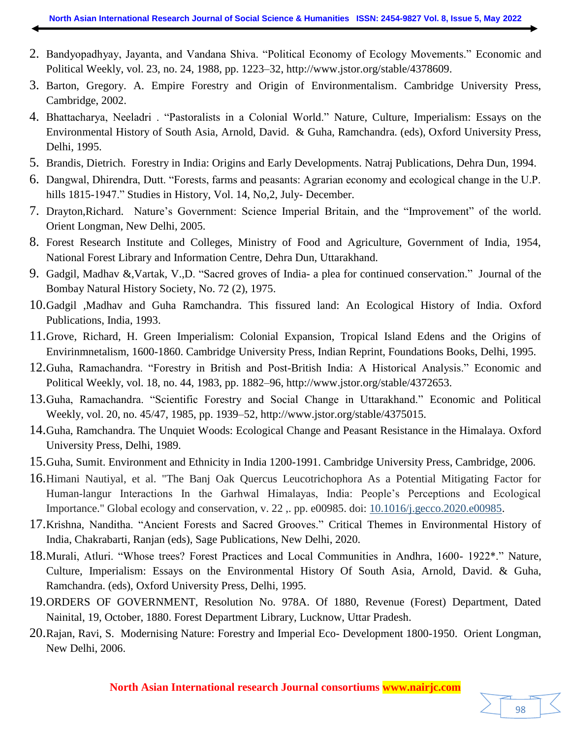2. Bandyopadhyay, Jayanta, and Vandana Shiva. “Political Economy of Ecology Movements.” Economic and Political Weekly, vol. 23, no. 24, 1988, pp. 1223–32, http://www.jstor.org/stable/4378609.
3. Barton, Gregory. A. Empire Forestry and Origin of Environmentalism. Cambridge University Press, Cambridge, 2002.
4. Bhattacharya, Neeladri . “Pastoralists in a Colonial World.” Nature, Culture, Imperialism: Essays on the Environmental History of South Asia, Arnold, David. & Guha, Ramchandra. (eds), Oxford University Press, Delhi, 1995.
5. Brandis, Dietrich. Forestry in India: Origins and Early Developments. Natraj Publications, Dehra Dun, 1994.
6. Dangwal, Dhirendra, Dutt. “Forests, farms and peasants: Agrarian economy and ecological change in the U.P. hills 1815-1947.” Studies in History, Vol. 14, No,2, July- December.
7. Drayton,Richard. Nature’s Government: Science Imperial Britain, and the “Improvement” of the world. Orient Longman, New Delhi, 2005.
8. Forest Research Institute and Colleges, Ministry of Food and Agriculture, Government of India, 1954, National Forest Library and Information Centre, Dehra Dun, Uttarakhand.
9. Gadgil, Madhav &,Vartak, V.,D. “Sacred groves of India- a plea for continued conservation.” Journal of the Bombay Natural History Society, No. 72 (2), 1975.
10. Gadgil ,Madhav and Guha Ramchandra. This fissured land: An Ecological History of India. Oxford Publications, India, 1993.
11. Grove, Richard, H. Green Imperialism: Colonial Expansion, Tropical Island Edens and the Origins of Envirinmnetalism, 1600-1860. Cambridge University Press, Indian Reprint, Foundations Books, Delhi, 1995.
12. Guha, Ramachandra. “Forestry in British and Post-British India: A Historical Analysis.” Economic and Political Weekly, vol. 18, no. 44, 1983, pp. 1882–96, http://www.jstor.org/stable/4372653.
13. Guha, Ramachandra. “Scientific Forestry and Social Change in Uttarakhand.” Economic and Political Weekly, vol. 20, no. 45/47, 1985, pp. 1939–52, http://www.jstor.org/stable/4375015.
14. Guha, Ramchandra. The Unquiet Woods: Ecological Change and Peasant Resistance in the Himalaya. Oxford University Press, Delhi, 1989.
15. Guha, Sumit. Environment and Ethnicity in India 1200-1991. Cambridge University Press, Cambridge, 2006.
16. Himani Nautiyal, et al. "The Banj Oak Quercus Leucotrichophora As a Potential Mitigating Factor for Human-langur Interactions In the Garhwal Himalayas, India: People’s Perceptions and Ecological Importance." Global ecology and conservation, v. 22 ,. pp. e00985. doi: 10.1016/j.gecco.2020.e00985.
17. Krishna, Nanditha. “Ancient Forests and Sacred Grooves.” Critical Themes in Environmental History of India, Chakrabarti, Ranjan (eds), Sage Publications, New Delhi, 2020.
18. Murali, Atluri. “Whose trees? Forest Practices and Local Communities in Andhra, 1600- 1922*.” Nature, Culture, Imperialism: Essays on the Environmental History Of South Asia, Arnold, David. & Guha, Ramchandra. (eds), Oxford University Press, Delhi, 1995.
19. ORDERS OF GOVERNMENT, Resolution No. 978A. Of 1880, Revenue (Forest) Department, Dated Nainital, 19, October, 1880. Forest Department Library, Lucknow, Uttar Pradesh.
20. Rajan, Ravi, S. Modernising Nature: Forestry and Imperial Eco- Development 1800-1950. Orient Longman, New Delhi, 2006.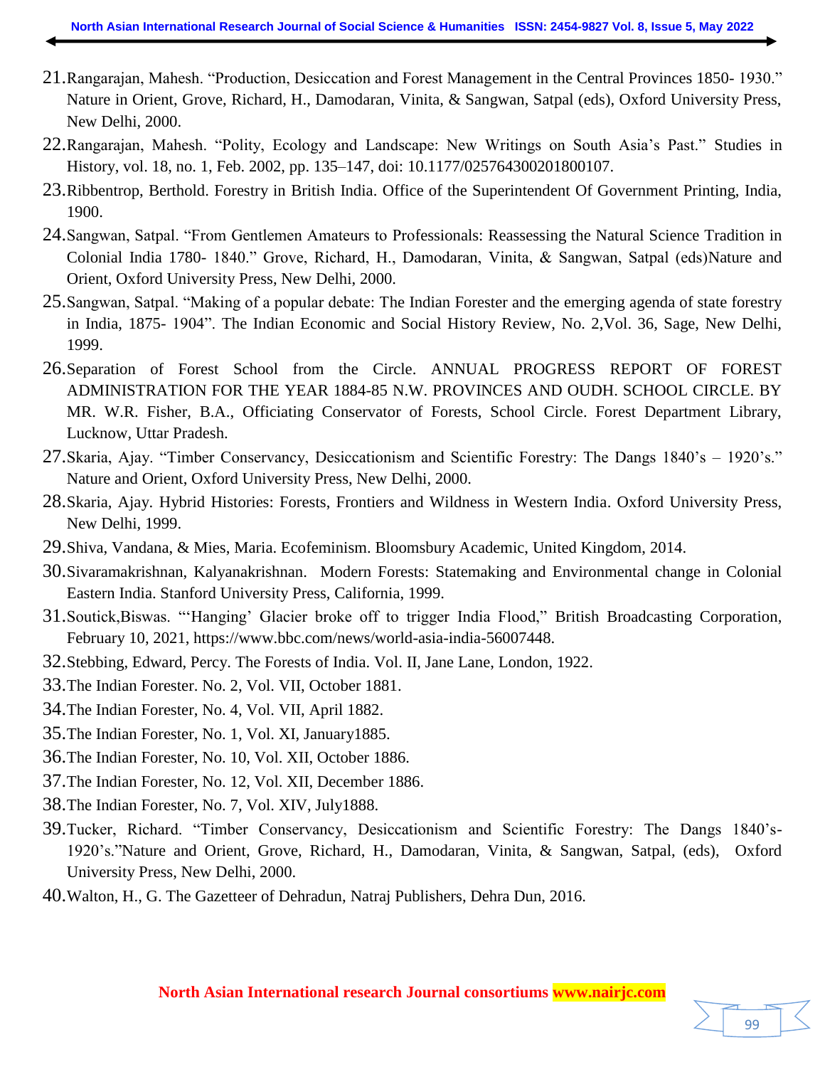21. Rangarajan, Mahesh. "Production, Desiccation and Forest Management in the Central Provinces 1850- 1930." Nature in Orient, Grove, Richard, H., Damodaran, Vinita, & Sangwan, Satpal (eds), Oxford University Press, New Delhi, 2000.
22. Rangarajan, Mahesh. "Polity, Ecology and Landscape: New Writings on South Asia's Past." Studies in History, vol. 18, no. 1, Feb. 2002, pp. 135–147, doi: 10.1177/025764300201800107.
23. Ribbentrop, Berthold. Forestry in British India. Office of the Superintendent Of Government Printing, India, 1900.
24. Sangwan, Satpal. "From Gentlemen Amateurs to Professionals: Reassessing the Natural Science Tradition in Colonial India 1780- 1840." Grove, Richard, H., Damodaran, Vinita, & Sangwan, Satpal (eds)Nature and Orient, Oxford University Press, New Delhi, 2000.
25. Sangwan, Satpal. "Making of a popular debate: The Indian Forester and the emerging agenda of state forestry in India, 1875- 1904". The Indian Economic and Social History Review, No. 2,Vol. 36, Sage, New Delhi, 1999.
26. Separation of Forest School from the Circle. ANNUAL PROGRESS REPORT OF FOREST ADMINISTRATION FOR THE YEAR 1884-85 N.W. PROVINCES AND OUDH. SCHOOL CIRCLE. BY MR. W.R. Fisher, B.A., Officiating Conservator of Forests, School Circle. Forest Department Library, Lucknow, Uttar Pradesh.
27. Skaria, Ajay. "Timber Conservancy, Desiccationism and Scientific Forestry: The Dangs 1840's – 1920's." Nature and Orient, Oxford University Press, New Delhi, 2000.
28. Skaria, Ajay. Hybrid Histories: Forests, Frontiers and Wildness in Western India. Oxford University Press, New Delhi, 1999.
29. Shiva, Vandana, & Mies, Maria. Ecofeminism. Bloomsbury Academic, United Kingdom, 2014.
30. Sivaramakrishnan, Kalyanakrishnan. Modern Forests: Statemaking and Environmental change in Colonial Eastern India. Stanford University Press, California, 1999.
31. Soutick,Biswas. "'Hanging' Glacier broke off to trigger India Flood," British Broadcasting Corporation, February 10, 2021, https://www.bbc.com/news/world-asia-india-56007448.
32. Stebbing, Edward, Percy. The Forests of India. Vol. II, Jane Lane, London, 1922.
33. The Indian Forester. No. 2, Vol. VII, October 1881.
34. The Indian Forester, No. 4, Vol. VII, April 1882.
35. The Indian Forester, No. 1, Vol. XI, January1885.
36. The Indian Forester, No. 10, Vol. XII, October 1886.
37. The Indian Forester, No. 12, Vol. XII, December 1886.
38. The Indian Forester, No. 7, Vol. XIV, July1888.
39. Tucker, Richard. "Timber Conservancy, Desiccationism and Scientific Forestry: The Dangs 1840's-1920's."Nature and Orient, Grove, Richard, H., Damodaran, Vinita, & Sangwan, Satpal, (eds), Oxford University Press, New Delhi, 2000.
40. Walton, H., G. The Gazetteer of Dehradun, Natraj Publishers, Dehra Dun, 2016.